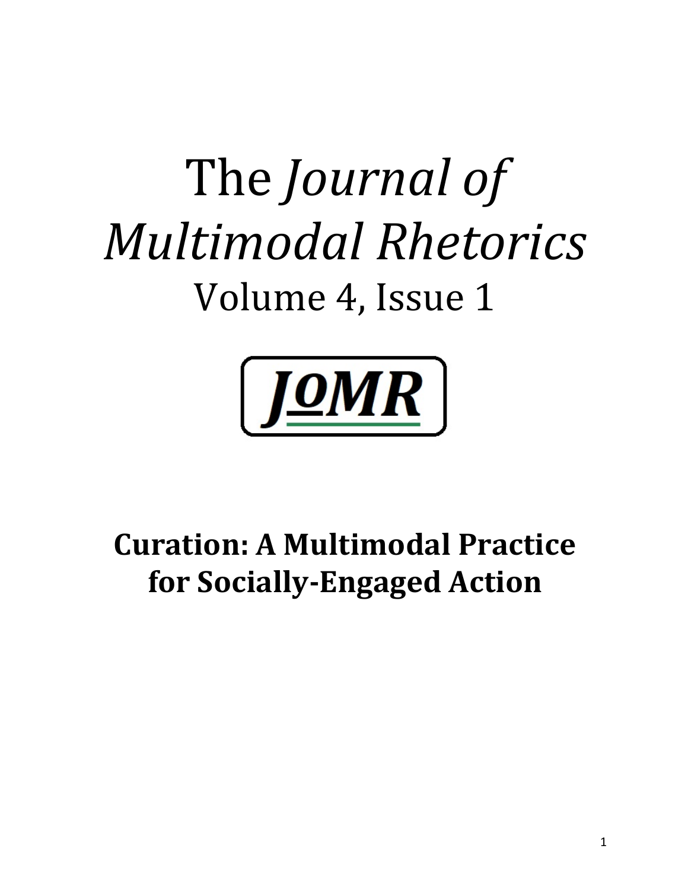# The *Journal of Multimodal Rhetorics*

Volume 4, Issue 1

JOMR

## Curation: A Multimodal Practice for Socially-Engaged Action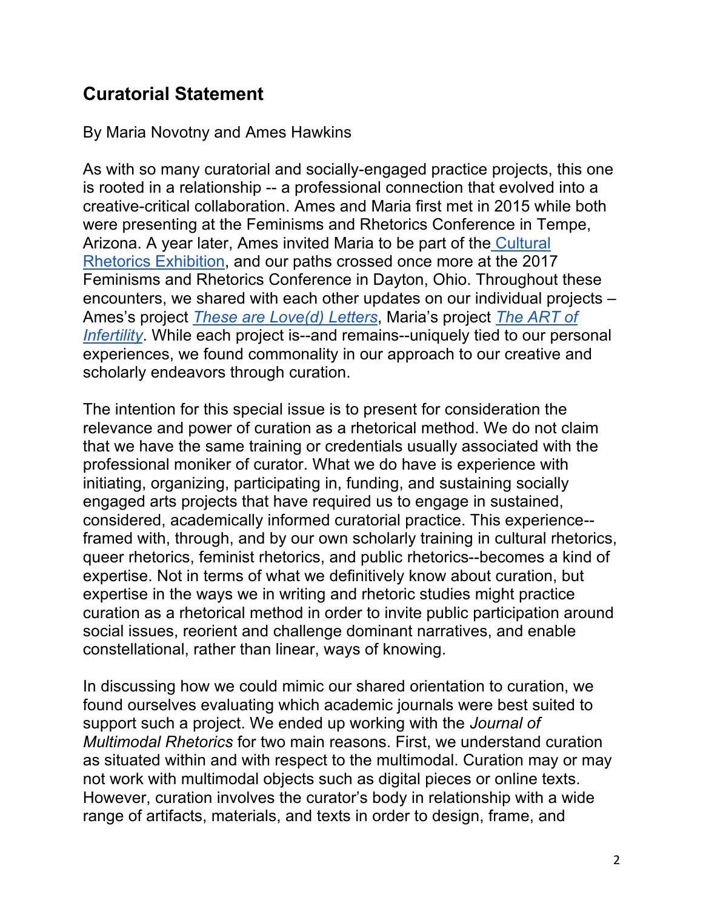## Curatorial Statement

By Maria Novotny and Ames Hawkins

As with so many curatorial and socially-engaged practice projects, this one is rooted in a relationship -- a professional connection that evolved into a creative-critical collaboration. Ames and Maria first met in 2015 while both were presenting at the Feminisms and Rhetorics Conference in Tempe, Arizona. A year later, Ames invited Maria to be part of the Cultural Rhetorics Exhibition, and our paths crossed once more at the 2017 Feminisms and Rhetorics Conference in Dayton, Ohio. Throughout these encounters, we shared with each other updates on our individual projects – Ames's project *These are Love(d) Letters*, Maria's project *The ART of Infertility*. While each project is--and remains--uniquely tied to our personal experiences, we found commonality in our approach to our creative and scholarly endeavors through curation.

The intention for this special issue is to present for consideration the relevance and power of curation as a rhetorical method. We do not claim that we have the same training or credentials usually associated with the professional moniker of curator. What we do have is experience with initiating, organizing, participating in, funding, and sustaining socially engaged arts projects that have required us to engage in sustained, considered, academically informed curatorial practice. This experience--framed with, through, and by our own scholarly training in cultural rhetorics, queer rhetorics, feminist rhetorics, and public rhetorics--becomes a kind of expertise. Not in terms of what we definitively know about curation, but expertise in the ways we in writing and rhetoric studies might practice curation as a rhetorical method in order to invite public participation around social issues, reorient and challenge dominant narratives, and enable constellational, rather than linear, ways of knowing.

In discussing how we could mimic our shared orientation to curation, we found ourselves evaluating which academic journals were best suited to support such a project. We ended up working with the *Journal of Multimodal Rhetorics* for two main reasons. First, we understand curation as situated within and with respect to the multimodal. Curation may or may not work with multimodal objects such as digital pieces or online texts. However, curation involves the curator's body in relationship with a wide range of artifacts, materials, and texts in order to design, frame, and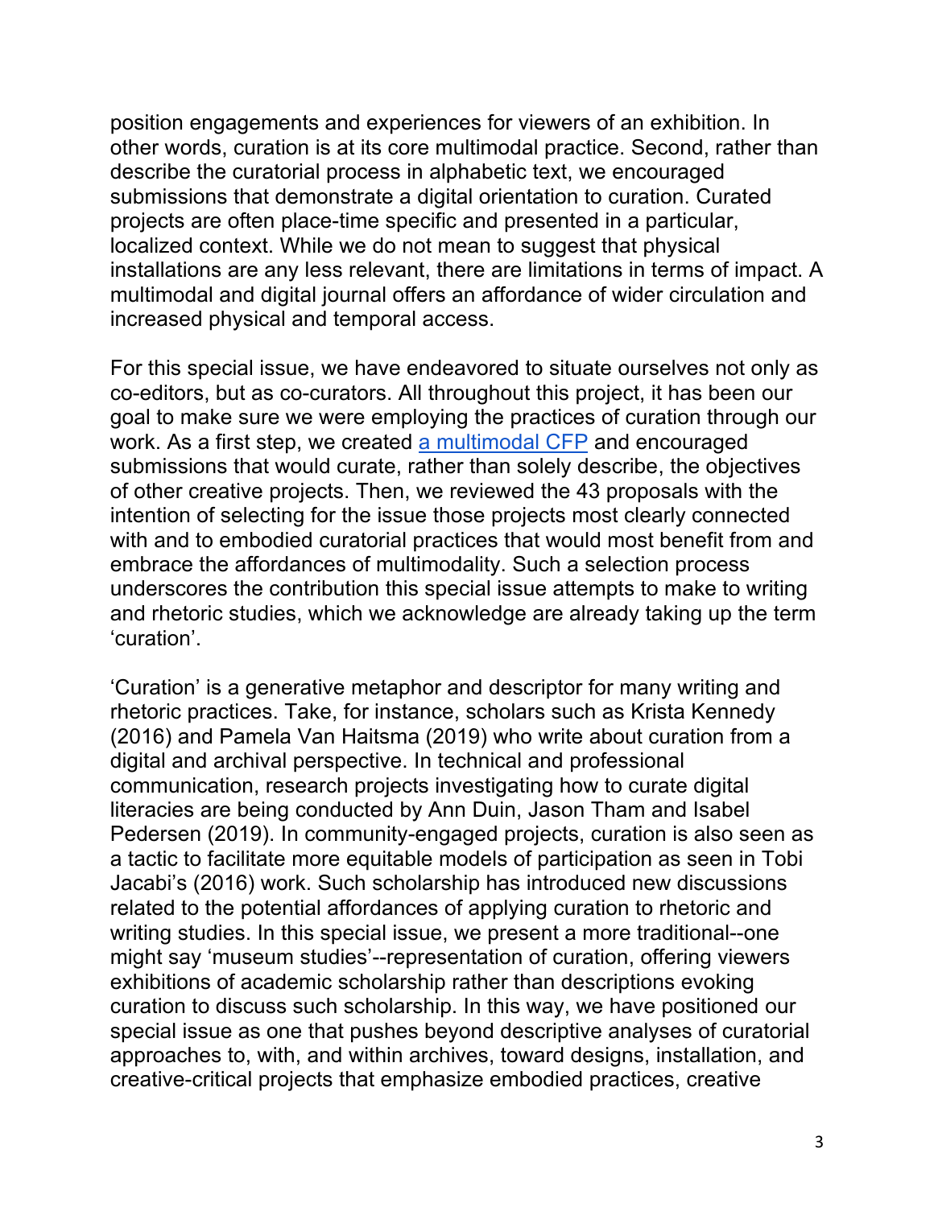position engagements and experiences for viewers of an exhibition. In other words, curation is at its core multimodal practice. Second, rather than describe the curatorial process in alphabetic text, we encouraged submissions that demonstrate a digital orientation to curation. Curated projects are often place-time specific and presented in a particular, localized context. While we do not mean to suggest that physical installations are any less relevant, there are limitations in terms of impact. A multimodal and digital journal offers an affordance of wider circulation and increased physical and temporal access.

For this special issue, we have endeavored to situate ourselves not only as co-editors, but as co-curators. All throughout this project, it has been our goal to make sure we were employing the practices of curation through our work. As a first step, we created [a multimodal CFP]() and encouraged submissions that would curate, rather than solely describe, the objectives of other creative projects. Then, we reviewed the 43 proposals with the intention of selecting for the issue those projects most clearly connected with and to embodied curatorial practices that would most benefit from and embrace the affordances of multimodality. Such a selection process underscores the contribution this special issue attempts to make to writing and rhetoric studies, which we acknowledge are already taking up the term 'curation'.

'Curation' is a generative metaphor and descriptor for many writing and rhetoric practices. Take, for instance, scholars such as Krista Kennedy (2016) and Pamela Van Haitsma (2019) who write about curation from a digital and archival perspective. In technical and professional communication, research projects investigating how to curate digital literacies are being conducted by Ann Duin, Jason Tham and Isabel Pedersen (2019). In community-engaged projects, curation is also seen as a tactic to facilitate more equitable models of participation as seen in Tobi Jacabi's (2016) work. Such scholarship has introduced new discussions related to the potential affordances of applying curation to rhetoric and writing studies. In this special issue, we present a more traditional--one might say 'museum studies'--representation of curation, offering viewers exhibitions of academic scholarship rather than descriptions evoking curation to discuss such scholarship. In this way, we have positioned our special issue as one that pushes beyond descriptive analyses of curatorial approaches to, with, and within archives, toward designs, installation, and creative-critical projects that emphasize embodied practices, creative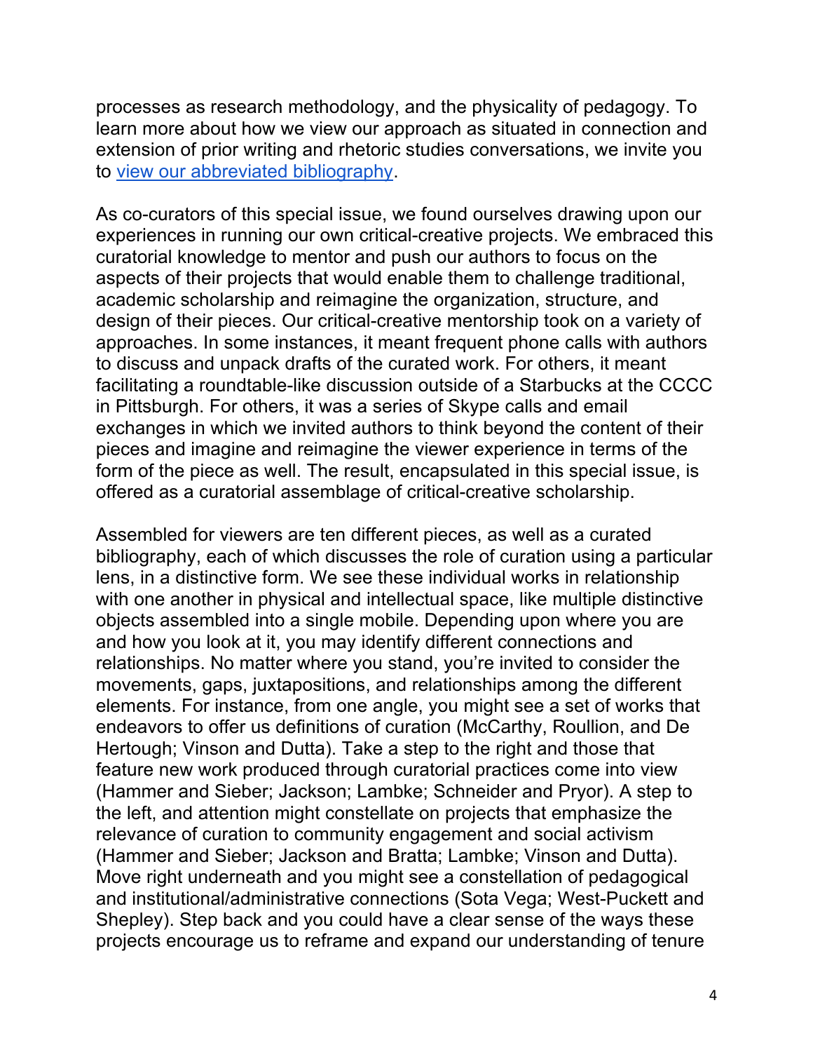processes as research methodology, and the physicality of pedagogy. To learn more about how we view our approach as situated in connection and extension of prior writing and rhetoric studies conversations, we invite you to [view our abbreviated bibliography](#).

As co-curators of this special issue, we found ourselves drawing upon our experiences in running our own critical-creative projects. We embraced this curatorial knowledge to mentor and push our authors to focus on the aspects of their projects that would enable them to challenge traditional, academic scholarship and reimagine the organization, structure, and design of their pieces. Our critical-creative mentorship took on a variety of approaches. In some instances, it meant frequent phone calls with authors to discuss and unpack drafts of the curated work. For others, it meant facilitating a roundtable-like discussion outside of a Starbucks at the CCCC in Pittsburgh. For others, it was a series of Skype calls and email exchanges in which we invited authors to think beyond the content of their pieces and imagine and reimagine the viewer experience in terms of the form of the piece as well. The result, encapsulated in this special issue, is offered as a curatorial assemblage of critical-creative scholarship.

Assembled for viewers are ten different pieces, as well as a curated bibliography, each of which discusses the role of curation using a particular lens, in a distinctive form. We see these individual works in relationship with one another in physical and intellectual space, like multiple distinctive objects assembled into a single mobile. Depending upon where you are and how you look at it, you may identify different connections and relationships. No matter where you stand, you're invited to consider the movements, gaps, juxtapositions, and relationships among the different elements. For instance, from one angle, you might see a set of works that endeavors to offer us definitions of curation (McCarthy, Roullion, and De Hertough; Vinson and Dutta). Take a step to the right and those that feature new work produced through curatorial practices come into view (Hammer and Sieber; Jackson; Lambke; Schneider and Pryor). A step to the left, and attention might constellate on projects that emphasize the relevance of curation to community engagement and social activism (Hammer and Sieber; Jackson and Bratta; Lambke; Vinson and Dutta). Move right underneath and you might see a constellation of pedagogical and institutional/administrative connections (Sota Vega; West-Puckett and Shepley). Step back and you could have a clear sense of the ways these projects encourage us to reframe and expand our understanding of tenure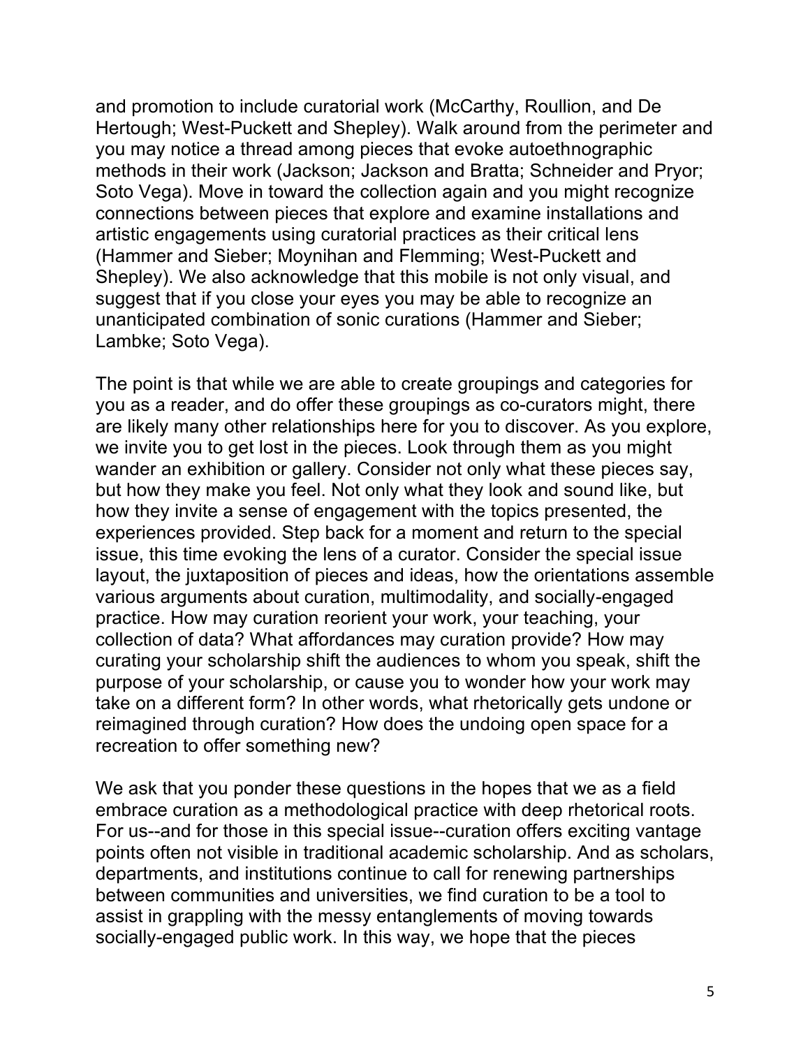and promotion to include curatorial work (McCarthy, Roullion, and De Hertough; West-Puckett and Shepley). Walk around from the perimeter and you may notice a thread among pieces that evoke autoethnographic methods in their work (Jackson; Jackson and Bratta; Schneider and Pryor; Soto Vega). Move in toward the collection again and you might recognize connections between pieces that explore and examine installations and artistic engagements using curatorial practices as their critical lens (Hammer and Sieber; Moynihan and Flemming; West-Puckett and Shepley). We also acknowledge that this mobile is not only visual, and suggest that if you close your eyes you may be able to recognize an unanticipated combination of sonic curations (Hammer and Sieber; Lambke; Soto Vega).

The point is that while we are able to create groupings and categories for you as a reader, and do offer these groupings as co-curators might, there are likely many other relationships here for you to discover. As you explore, we invite you to get lost in the pieces. Look through them as you might wander an exhibition or gallery. Consider not only what these pieces say, but how they make you feel. Not only what they look and sound like, but how they invite a sense of engagement with the topics presented, the experiences provided. Step back for a moment and return to the special issue, this time evoking the lens of a curator. Consider the special issue layout, the juxtaposition of pieces and ideas, how the orientations assemble various arguments about curation, multimodality, and socially-engaged practice. How may curation reorient your work, your teaching, your collection of data? What affordances may curation provide? How may curating your scholarship shift the audiences to whom you speak, shift the purpose of your scholarship, or cause you to wonder how your work may take on a different form? In other words, what rhetorically gets undone or reimagined through curation? How does the undoing open space for a recreation to offer something new?

We ask that you ponder these questions in the hopes that we as a field embrace curation as a methodological practice with deep rhetorical roots. For us--and for those in this special issue--curation offers exciting vantage points often not visible in traditional academic scholarship. And as scholars, departments, and institutions continue to call for renewing partnerships between communities and universities, we find curation to be a tool to assist in grappling with the messy entanglements of moving towards socially-engaged public work. In this way, we hope that the pieces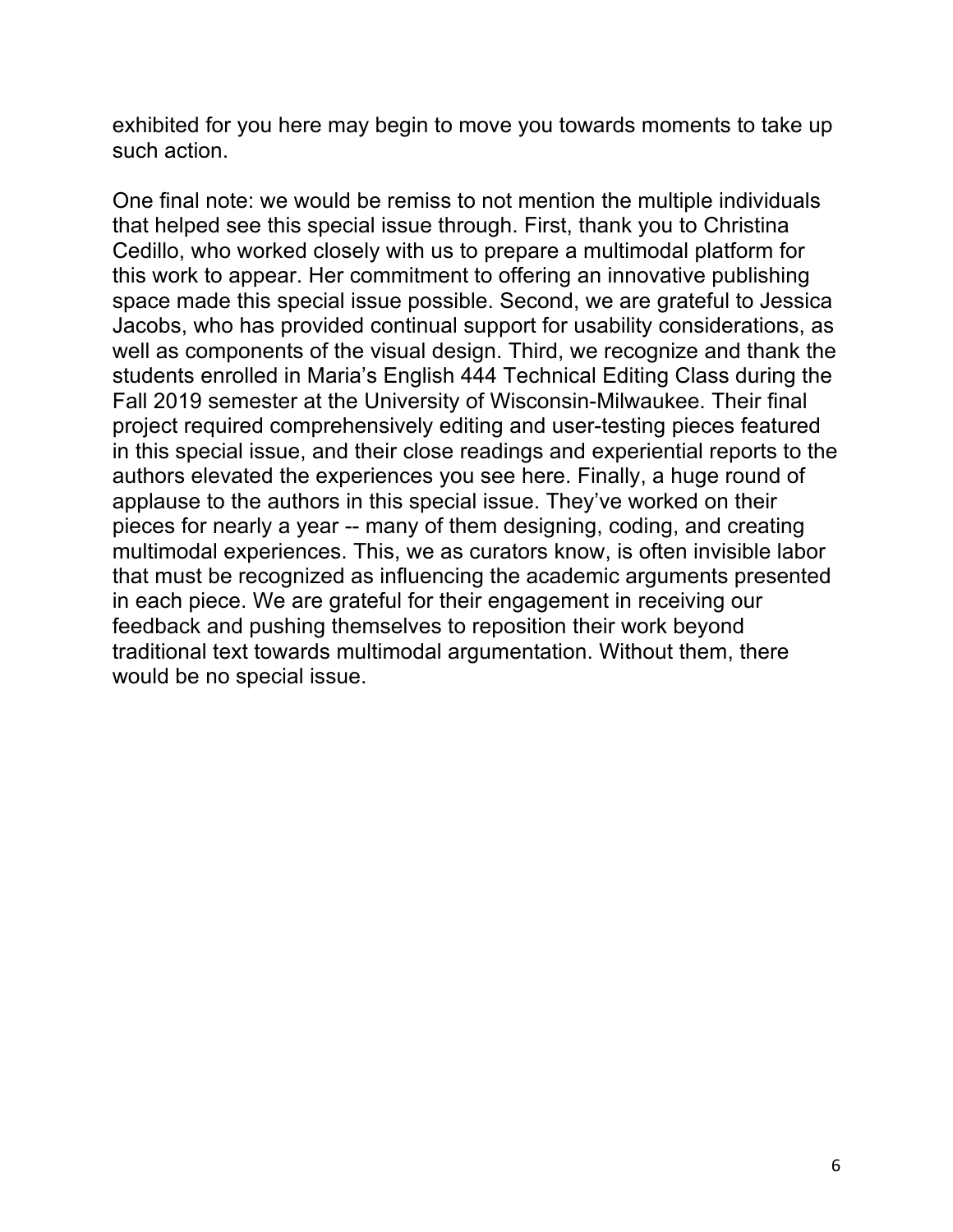exhibited for you here may begin to move you towards moments to take up such action.

One final note: we would be remiss to not mention the multiple individuals that helped see this special issue through. First, thank you to Christina Cedillo, who worked closely with us to prepare a multimodal platform for this work to appear. Her commitment to offering an innovative publishing space made this special issue possible. Second, we are grateful to Jessica Jacobs, who has provided continual support for usability considerations, as well as components of the visual design. Third, we recognize and thank the students enrolled in Maria's English 444 Technical Editing Class during the Fall 2019 semester at the University of Wisconsin-Milwaukee. Their final project required comprehensively editing and user-testing pieces featured in this special issue, and their close readings and experiential reports to the authors elevated the experiences you see here. Finally, a huge round of applause to the authors in this special issue. They've worked on their pieces for nearly a year -- many of them designing, coding, and creating multimodal experiences. This, we as curators know, is often invisible labor that must be recognized as influencing the academic arguments presented in each piece. We are grateful for their engagement in receiving our feedback and pushing themselves to reposition their work beyond traditional text towards multimodal argumentation. Without them, there would be no special issue.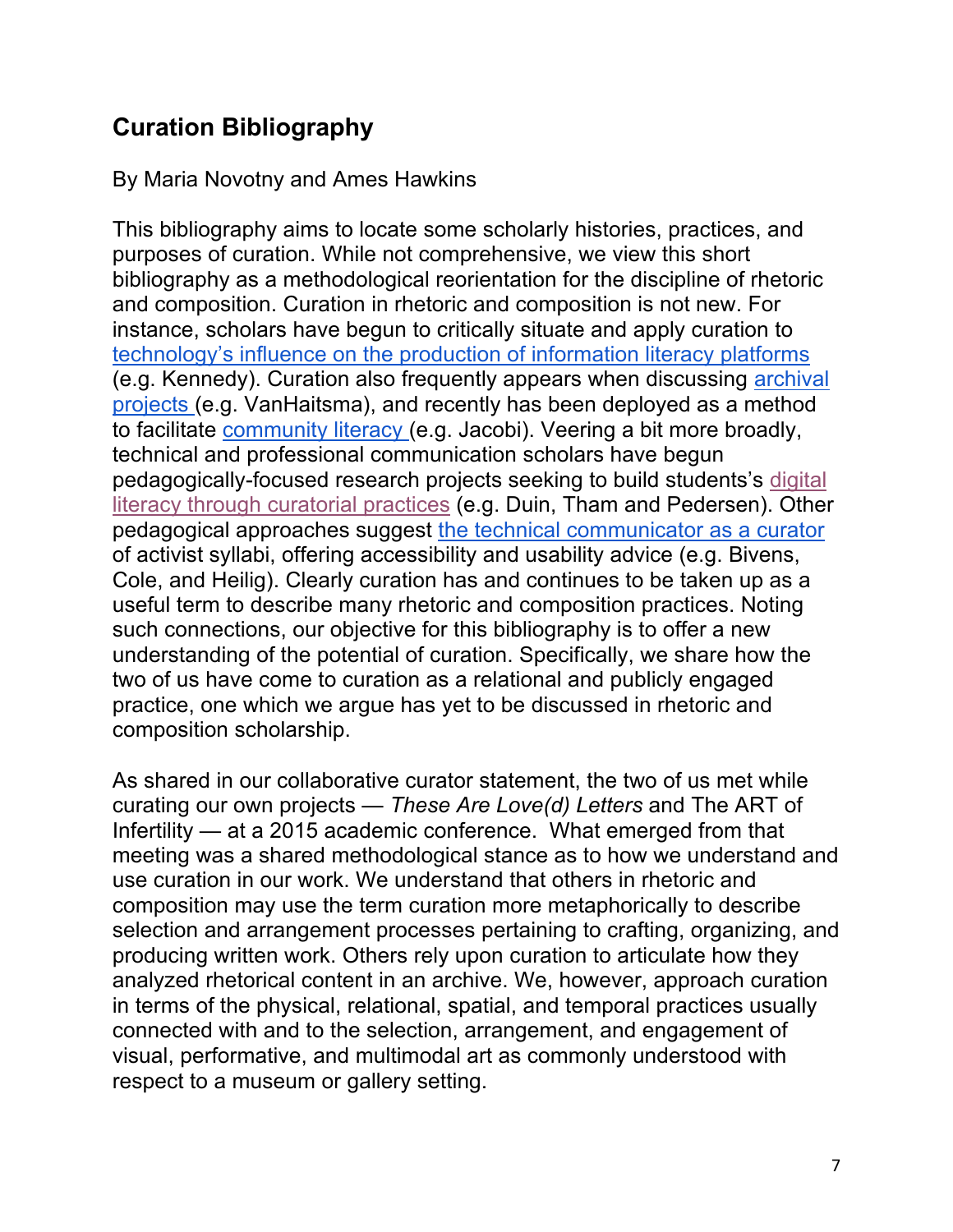## Curation Bibliography

By Maria Novotny and Ames Hawkins

This bibliography aims to locate some scholarly histories, practices, and purposes of curation. While not comprehensive, we view this short bibliography as a methodological reorientation for the discipline of rhetoric and composition. Curation in rhetoric and composition is not new. For instance, scholars have begun to critically situate and apply curation to technology's influence on the production of information literacy platforms (e.g. Kennedy). Curation also frequently appears when discussing archival projects (e.g. VanHaitsma), and recently has been deployed as a method to facilitate community literacy (e.g. Jacobi). Veering a bit more broadly, technical and professional communication scholars have begun pedagogically-focused research projects seeking to build students's digital literacy through curatorial practices (e.g. Duin, Tham and Pedersen). Other pedagogical approaches suggest the technical communicator as a curator of activist syllabi, offering accessibility and usability advice (e.g. Bivens, Cole, and Heilig). Clearly curation has and continues to be taken up as a useful term to describe many rhetoric and composition practices. Noting such connections, our objective for this bibliography is to offer a new understanding of the potential of curation. Specifically, we share how the two of us have come to curation as a relational and publicly engaged practice, one which we argue has yet to be discussed in rhetoric and composition scholarship.

As shared in our collaborative curator statement, the two of us met while curating our own projects — *These Are Love(d) Letters* and The ART of Infertility — at a 2015 academic conference. What emerged from that meeting was a shared methodological stance as to how we understand and use curation in our work. We understand that others in rhetoric and composition may use the term curation more metaphorically to describe selection and arrangement processes pertaining to crafting, organizing, and producing written work. Others rely upon curation to articulate how they analyzed rhetorical content in an archive. We, however, approach curation in terms of the physical, relational, spatial, and temporal practices usually connected with and to the selection, arrangement, and engagement of visual, performative, and multimodal art as commonly understood with respect to a museum or gallery setting.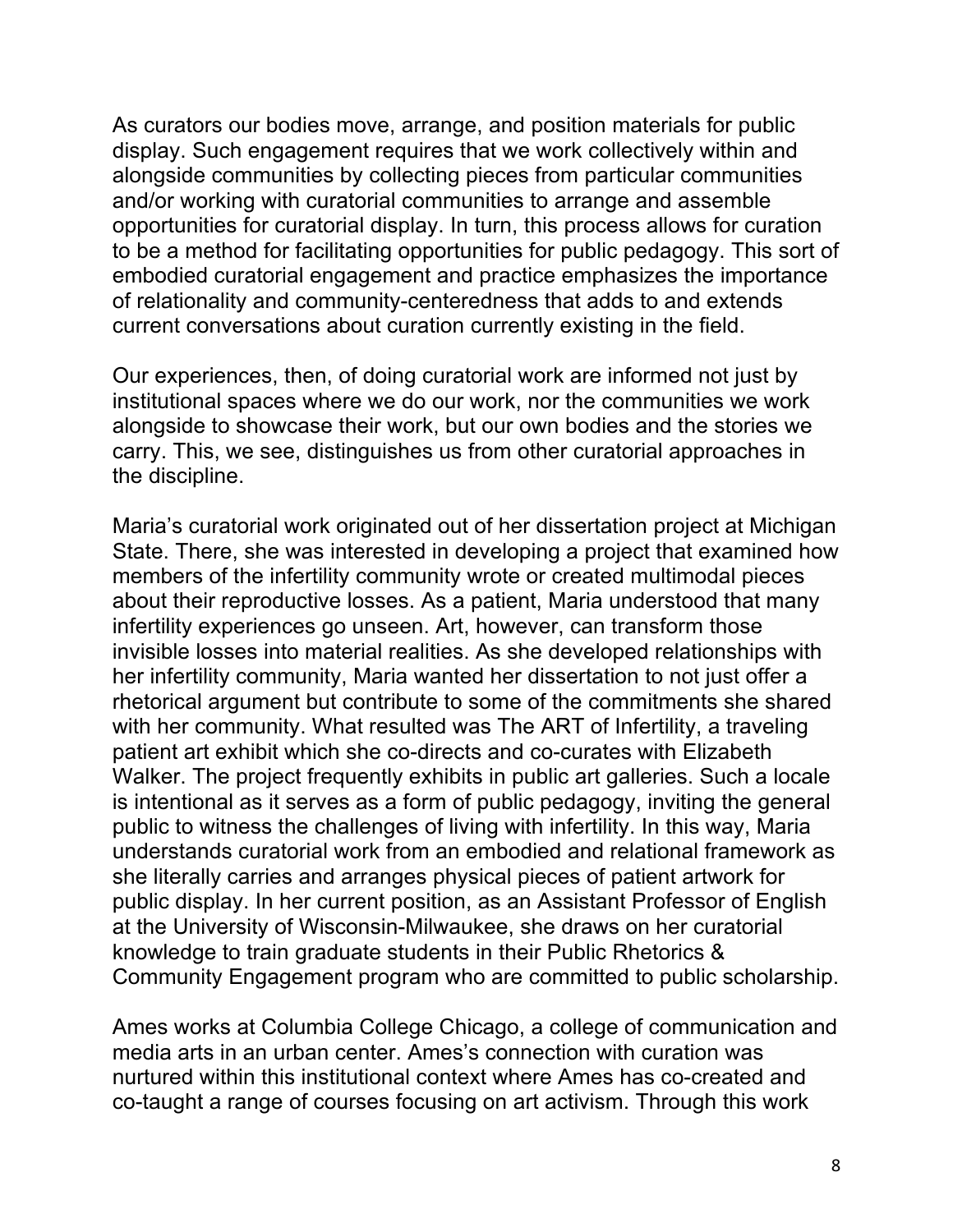As curators our bodies move, arrange, and position materials for public display. Such engagement requires that we work collectively within and alongside communities by collecting pieces from particular communities and/or working with curatorial communities to arrange and assemble opportunities for curatorial display. In turn, this process allows for curation to be a method for facilitating opportunities for public pedagogy. This sort of embodied curatorial engagement and practice emphasizes the importance of relationality and community-centeredness that adds to and extends current conversations about curation currently existing in the field.

Our experiences, then, of doing curatorial work are informed not just by institutional spaces where we do our work, nor the communities we work alongside to showcase their work, but our own bodies and the stories we carry. This, we see, distinguishes us from other curatorial approaches in the discipline.

Maria's curatorial work originated out of her dissertation project at Michigan State. There, she was interested in developing a project that examined how members of the infertility community wrote or created multimodal pieces about their reproductive losses. As a patient, Maria understood that many infertility experiences go unseen. Art, however, can transform those invisible losses into material realities. As she developed relationships with her infertility community, Maria wanted her dissertation to not just offer a rhetorical argument but contribute to some of the commitments she shared with her community. What resulted was The ART of Infertility, a traveling patient art exhibit which she co-directs and co-curates with Elizabeth Walker. The project frequently exhibits in public art galleries. Such a locale is intentional as it serves as a form of public pedagogy, inviting the general public to witness the challenges of living with infertility. In this way, Maria understands curatorial work from an embodied and relational framework as she literally carries and arranges physical pieces of patient artwork for public display. In her current position, as an Assistant Professor of English at the University of Wisconsin-Milwaukee, she draws on her curatorial knowledge to train graduate students in their Public Rhetorics & Community Engagement program who are committed to public scholarship.

Ames works at Columbia College Chicago, a college of communication and media arts in an urban center. Ames's connection with curation was nurtured within this institutional context where Ames has co-created and co-taught a range of courses focusing on art activism. Through this work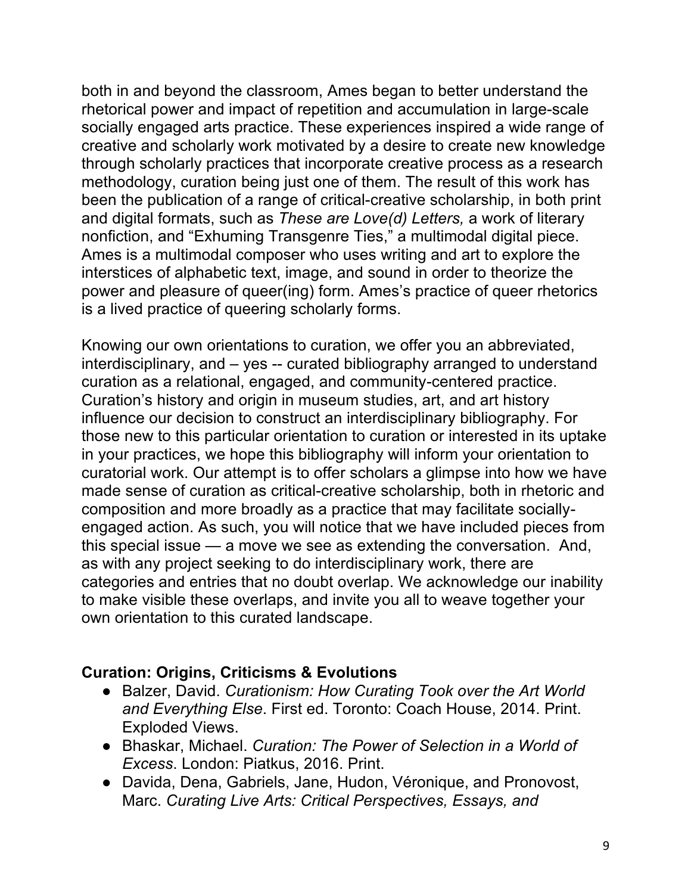both in and beyond the classroom, Ames began to better understand the rhetorical power and impact of repetition and accumulation in large-scale socially engaged arts practice. These experiences inspired a wide range of creative and scholarly work motivated by a desire to create new knowledge through scholarly practices that incorporate creative process as a research methodology, curation being just one of them. The result of this work has been the publication of a range of critical-creative scholarship, in both print and digital formats, such as *These are Love(d) Letters,* a work of literary nonfiction, and "Exhuming Transgenre Ties," a multimodal digital piece. Ames is a multimodal composer who uses writing and art to explore the interstices of alphabetic text, image, and sound in order to theorize the power and pleasure of queer(ing) form. Ames's practice of queer rhetorics is a lived practice of queering scholarly forms.

Knowing our own orientations to curation, we offer you an abbreviated, interdisciplinary, and – yes -- curated bibliography arranged to understand curation as a relational, engaged, and community-centered practice. Curation's history and origin in museum studies, art, and art history influence our decision to construct an interdisciplinary bibliography. For those new to this particular orientation to curation or interested in its uptake in your practices, we hope this bibliography will inform your orientation to curatorial work. Our attempt is to offer scholars a glimpse into how we have made sense of curation as critical-creative scholarship, both in rhetoric and composition and more broadly as a practice that may facilitate socially-engaged action. As such, you will notice that we have included pieces from this special issue — a move we see as extending the conversation. And, as with any project seeking to do interdisciplinary work, there are categories and entries that no doubt overlap. We acknowledge our inability to make visible these overlaps, and invite you all to weave together your own orientation to this curated landscape.

## Curation: Origins, Criticisms & Evolutions

- Balzer, David. *Curationism: How Curating Took over the Art World and Everything Else*. First ed. Toronto: Coach House, 2014. Print. Exploded Views.
- Bhaskar, Michael. *Curation: The Power of Selection in a World of Excess*. London: Piatkus, 2016. Print.
- Davida, Dena, Gabriels, Jane, Hudon, Véronique, and Pronovost, Marc. *Curating Live Arts: Critical Perspectives, Essays, and*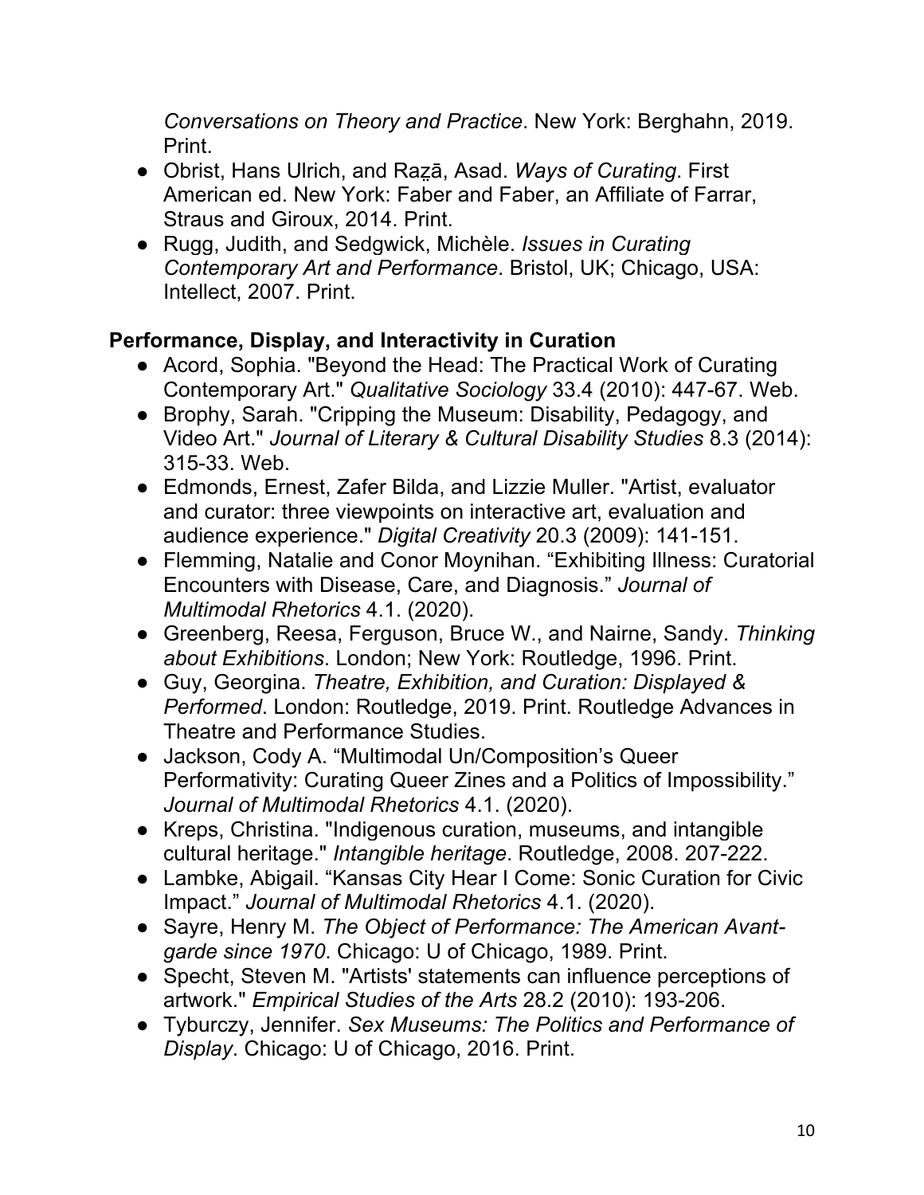*Conversations on Theory and Practice*. New York: Berghahn, 2019. Print.

- Obrist, Hans Ulrich, and Raẕā, Asad. *Ways of Curating*. First American ed. New York: Faber and Faber, an Affiliate of Farrar, Straus and Giroux, 2014. Print.
- Rugg, Judith, and Sedgwick, Michèle. *Issues in Curating Contemporary Art and Performance*. Bristol, UK; Chicago, USA: Intellect, 2007. Print.

## Performance, Display, and Interactivity in Curation

- Acord, Sophia. "Beyond the Head: The Practical Work of Curating Contemporary Art." *Qualitative Sociology* 33.4 (2010): 447-67. Web.
- Brophy, Sarah. "Cripping the Museum: Disability, Pedagogy, and Video Art." *Journal of Literary & Cultural Disability Studies* 8.3 (2014): 315-33. Web.
- Edmonds, Ernest, Zafer Bilda, and Lizzie Muller. "Artist, evaluator and curator: three viewpoints on interactive art, evaluation and audience experience." *Digital Creativity* 20.3 (2009): 141-151.
- Flemming, Natalie and Conor Moynihan. "Exhibiting Illness: Curatorial Encounters with Disease, Care, and Diagnosis." *Journal of Multimodal Rhetorics* 4.1. (2020).
- Greenberg, Reesa, Ferguson, Bruce W., and Nairne, Sandy. *Thinking about Exhibitions*. London; New York: Routledge, 1996. Print.
- Guy, Georgina. *Theatre, Exhibition, and Curation: Displayed & Performed*. London: Routledge, 2019. Print. Routledge Advances in Theatre and Performance Studies.
- Jackson, Cody A. "Multimodal Un/Composition's Queer Performativity: Curating Queer Zines and a Politics of Impossibility." *Journal of Multimodal Rhetorics* 4.1. (2020).
- Kreps, Christina. "Indigenous curation, museums, and intangible cultural heritage." *Intangible heritage*. Routledge, 2008. 207-222.
- Lambke, Abigail. "Kansas City Hear I Come: Sonic Curation for Civic Impact." *Journal of Multimodal Rhetorics* 4.1. (2020).
- Sayre, Henry M. *The Object of Performance: The American Avant-garde since 1970*. Chicago: U of Chicago, 1989. Print.
- Specht, Steven M. "Artists' statements can influence perceptions of artwork." *Empirical Studies of the Arts* 28.2 (2010): 193-206.
- Tyburczy, Jennifer. *Sex Museums: The Politics and Performance of Display*. Chicago: U of Chicago, 2016. Print.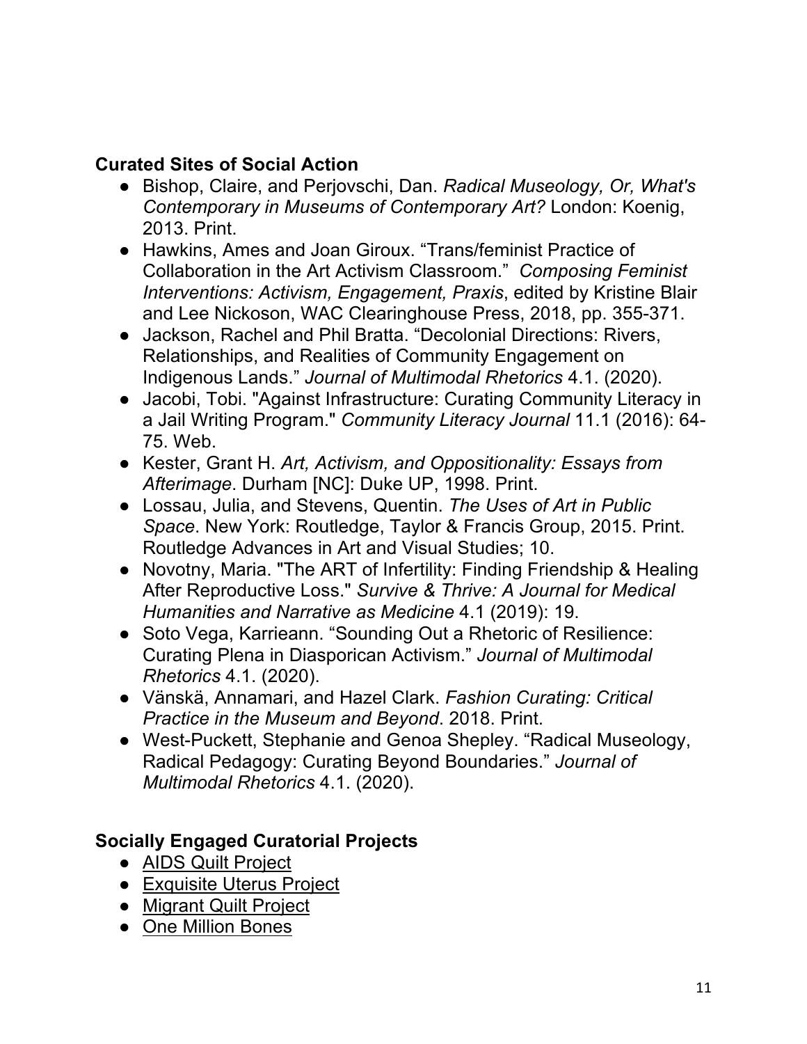**Curated Sites of Social Action**

- Bishop, Claire, and Perjovschi, Dan. *Radical Museology, Or, What's Contemporary in Museums of Contemporary Art?* London: Koenig, 2013. Print.
- Hawkins, Ames and Joan Giroux. "Trans/feminist Practice of Collaboration in the Art Activism Classroom." *Composing Feminist Interventions: Activism, Engagement, Praxis*, edited by Kristine Blair and Lee Nickoson, WAC Clearinghouse Press, 2018, pp. 355-371.
- Jackson, Rachel and Phil Bratta. "Decolonial Directions: Rivers, Relationships, and Realities of Community Engagement on Indigenous Lands." *Journal of Multimodal Rhetorics* 4.1. (2020).
- Jacobi, Tobi. "Against Infrastructure: Curating Community Literacy in a Jail Writing Program." *Community Literacy Journal* 11.1 (2016): 64-75. Web.
- Kester, Grant H. *Art, Activism, and Oppositionality: Essays from Afterimage*. Durham [NC]: Duke UP, 1998. Print.
- Lossau, Julia, and Stevens, Quentin. *The Uses of Art in Public Space*. New York: Routledge, Taylor & Francis Group, 2015. Print. Routledge Advances in Art and Visual Studies; 10.
- Novotny, Maria. "The ART of Infertility: Finding Friendship & Healing After Reproductive Loss." *Survive & Thrive: A Journal for Medical Humanities and Narrative as Medicine* 4.1 (2019): 19.
- Soto Vega, Karrieann. "Sounding Out a Rhetoric of Resilience: Curating Plena in Diasporican Activism." *Journal of Multimodal Rhetorics* 4.1. (2020).
- Vänskä, Annamari, and Hazel Clark. *Fashion Curating: Critical Practice in the Museum and Beyond*. 2018. Print.
- West-Puckett, Stephanie and Genoa Shepley. "Radical Museology, Radical Pedagogy: Curating Beyond Boundaries." *Journal of Multimodal Rhetorics* 4.1. (2020).

**Socially Engaged Curatorial Projects**

- AIDS Quilt Project
- Exquisite Uterus Project
- Migrant Quilt Project
- One Million Bones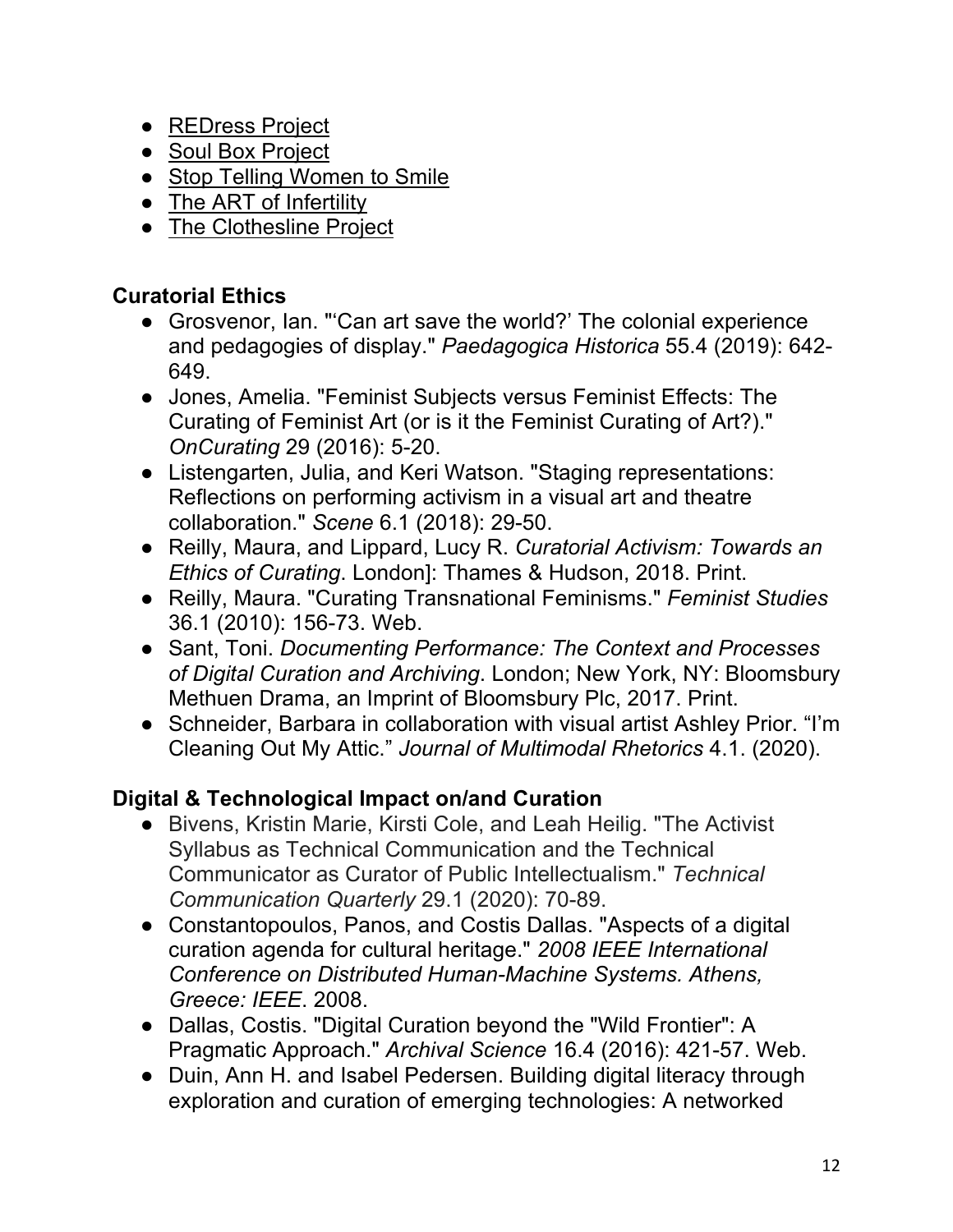- REDress Project
- Soul Box Project
- Stop Telling Women to Smile
- The ART of Infertility
- The Clothesline Project

## Curatorial Ethics

- Grosvenor, Ian. "'Can art save the world?' The colonial experience and pedagogies of display." *Paedagogica Historica* 55.4 (2019): 642-649.
- Jones, Amelia. "Feminist Subjects versus Feminist Effects: The Curating of Feminist Art (or is it the Feminist Curating of Art?)." *OnCurating* 29 (2016): 5-20.
- Listengarten, Julia, and Keri Watson. "Staging representations: Reflections on performing activism in a visual art and theatre collaboration." *Scene* 6.1 (2018): 29-50.
- Reilly, Maura, and Lippard, Lucy R. *Curatorial Activism: Towards an Ethics of Curating*. London]: Thames & Hudson, 2018. Print.
- Reilly, Maura. "Curating Transnational Feminisms." *Feminist Studies* 36.1 (2010): 156-73. Web.
- Sant, Toni. *Documenting Performance: The Context and Processes of Digital Curation and Archiving*. London; New York, NY: Bloomsbury Methuen Drama, an Imprint of Bloomsbury Plc, 2017. Print.
- Schneider, Barbara in collaboration with visual artist Ashley Prior. "I'm Cleaning Out My Attic." *Journal of Multimodal Rhetorics* 4.1. (2020).

## Digital & Technological Impact on/and Curation

- Bivens, Kristin Marie, Kirsti Cole, and Leah Heilig. "The Activist Syllabus as Technical Communication and the Technical Communicator as Curator of Public Intellectualism." *Technical Communication Quarterly* 29.1 (2020): 70-89.
- Constantopoulos, Panos, and Costis Dallas. "Aspects of a digital curation agenda for cultural heritage." *2008 IEEE International Conference on Distributed Human-Machine Systems. Athens, Greece: IEEE*. 2008.
- Dallas, Costis. "Digital Curation beyond the "Wild Frontier": A Pragmatic Approach." *Archival Science* 16.4 (2016): 421-57. Web.
- Duin, Ann H. and Isabel Pedersen. Building digital literacy through exploration and curation of emerging technologies: A networked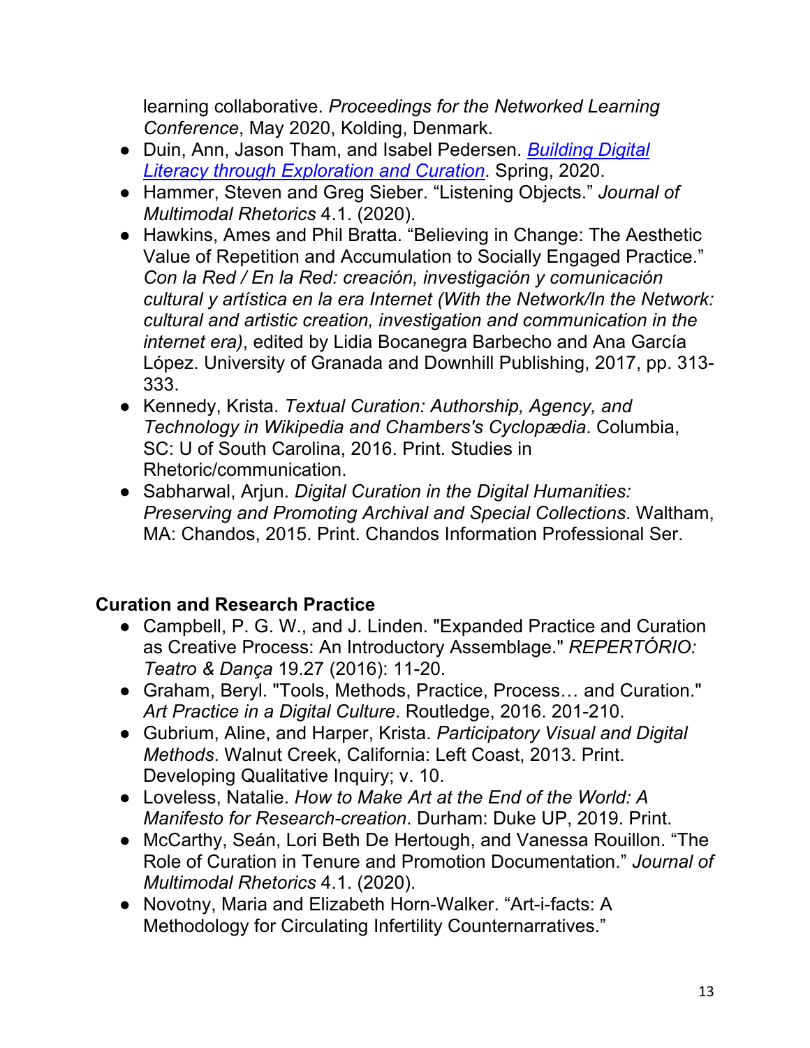learning collaborative. *Proceedings for the Networked Learning Conference*, May 2020, Kolding, Denmark.

- Duin, Ann, Jason Tham, and Isabel Pedersen. *Building Digital Literacy through Exploration and Curation*. Spring, 2020.
- Hammer, Steven and Greg Sieber. "Listening Objects." *Journal of Multimodal Rhetorics* 4.1. (2020).
- Hawkins, Ames and Phil Bratta. "Believing in Change: The Aesthetic Value of Repetition and Accumulation to Socially Engaged Practice." *Con la Red / En la Red: creación, investigación y comunicación cultural y artística en la era Internet (With the Network/In the Network: cultural and artistic creation, investigation and communication in the internet era)*, edited by Lidia Bocanegra Barbecho and Ana García López. University of Granada and Downhill Publishing, 2017, pp. 313-333.
- Kennedy, Krista. *Textual Curation: Authorship, Agency, and Technology in Wikipedia and Chambers's Cyclopædia*. Columbia, SC: U of South Carolina, 2016. Print. Studies in Rhetoric/communication.
- Sabharwal, Arjun. *Digital Curation in the Digital Humanities: Preserving and Promoting Archival and Special Collections*. Waltham, MA: Chandos, 2015. Print. Chandos Information Professional Ser.

### Curation and Research Practice

- Campbell, P. G. W., and J. Linden. "Expanded Practice and Curation as Creative Process: An Introductory Assemblage." *REPERTÓRIO: Teatro & Dança* 19.27 (2016): 11-20.
- Graham, Beryl. "Tools, Methods, Practice, Process… and Curation." *Art Practice in a Digital Culture*. Routledge, 2016. 201-210.
- Gubrium, Aline, and Harper, Krista. *Participatory Visual and Digital Methods*. Walnut Creek, California: Left Coast, 2013. Print. Developing Qualitative Inquiry; v. 10.
- Loveless, Natalie. *How to Make Art at the End of the World: A Manifesto for Research-creation*. Durham: Duke UP, 2019. Print.
- McCarthy, Seán, Lori Beth De Hertough, and Vanessa Rouillon. "The Role of Curation in Tenure and Promotion Documentation." *Journal of Multimodal Rhetorics* 4.1. (2020).
- Novotny, Maria and Elizabeth Horn-Walker. "Art-i-facts: A Methodology for Circulating Infertility Counternarratives."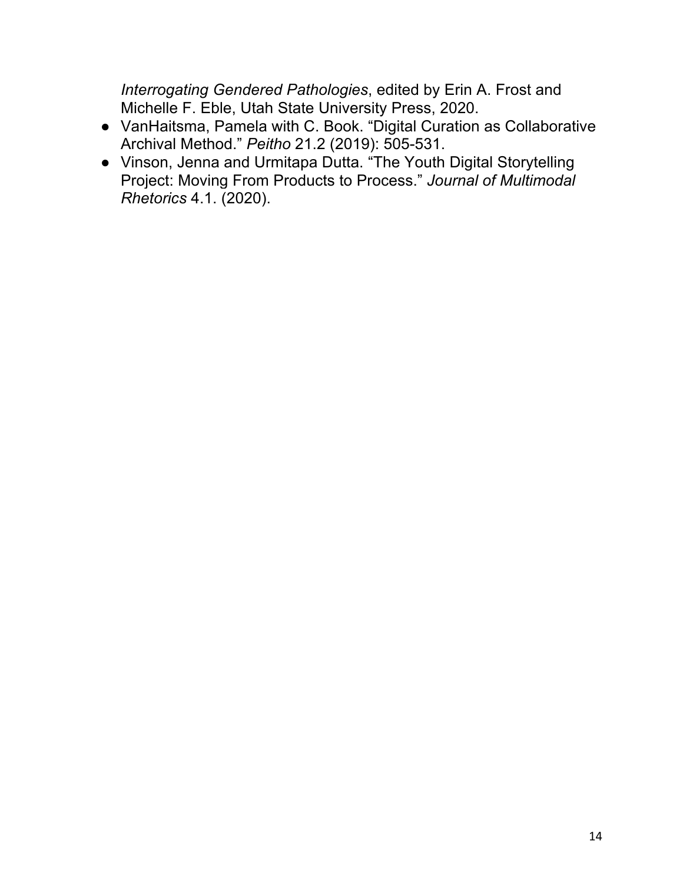*Interrogating Gendered Pathologies*, edited by Erin A. Frost and Michelle F. Eble, Utah State University Press, 2020.

- VanHaitsma, Pamela with C. Book. "Digital Curation as Collaborative Archival Method." *Peitho* 21.2 (2019): 505-531.
- Vinson, Jenna and Urmitapa Dutta. "The Youth Digital Storytelling Project: Moving From Products to Process." *Journal of Multimodal Rhetorics* 4.1. (2020).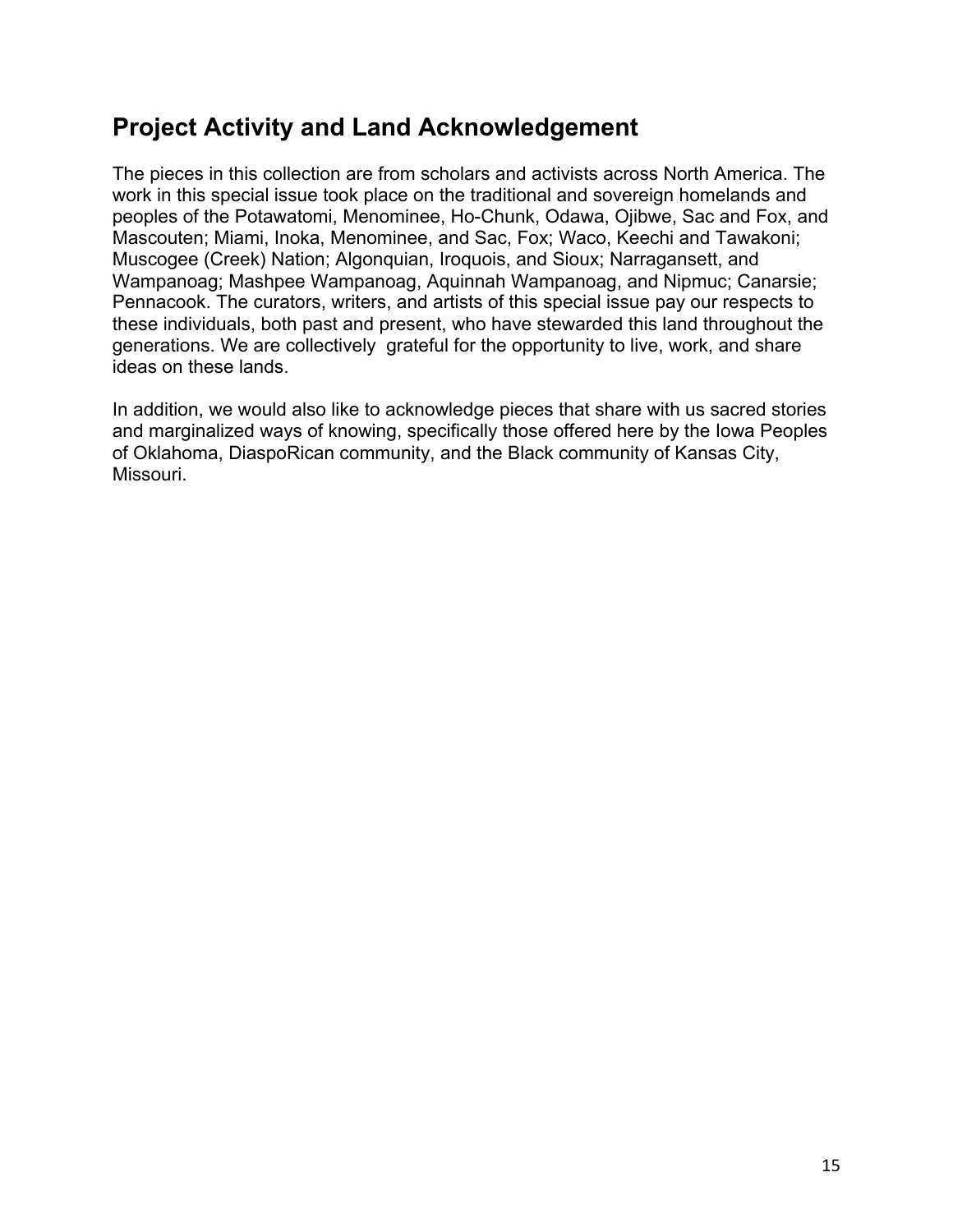## Project Activity and Land Acknowledgement

The pieces in this collection are from scholars and activists across North America. The work in this special issue took place on the traditional and sovereign homelands and peoples of the Potawatomi, Menominee, Ho-Chunk, Odawa, Ojibwe, Sac and Fox, and Mascouten; Miami, Inoka, Menominee, and Sac, Fox; Waco, Keechi and Tawakoni; Muscogee (Creek) Nation; Algonquian, Iroquois, and Sioux; Narragansett, and Wampanoag; Mashpee Wampanoag, Aquinnah Wampanoag, and Nipmuc; Canarsie; Pennacook. The curators, writers, and artists of this special issue pay our respects to these individuals, both past and present, who have stewarded this land throughout the generations. We are collectively grateful for the opportunity to live, work, and share ideas on these lands.

In addition, we would also like to acknowledge pieces that share with us sacred stories and marginalized ways of knowing, specifically those offered here by the Iowa Peoples of Oklahoma, DiaspoRican community, and the Black community of Kansas City, Missouri.